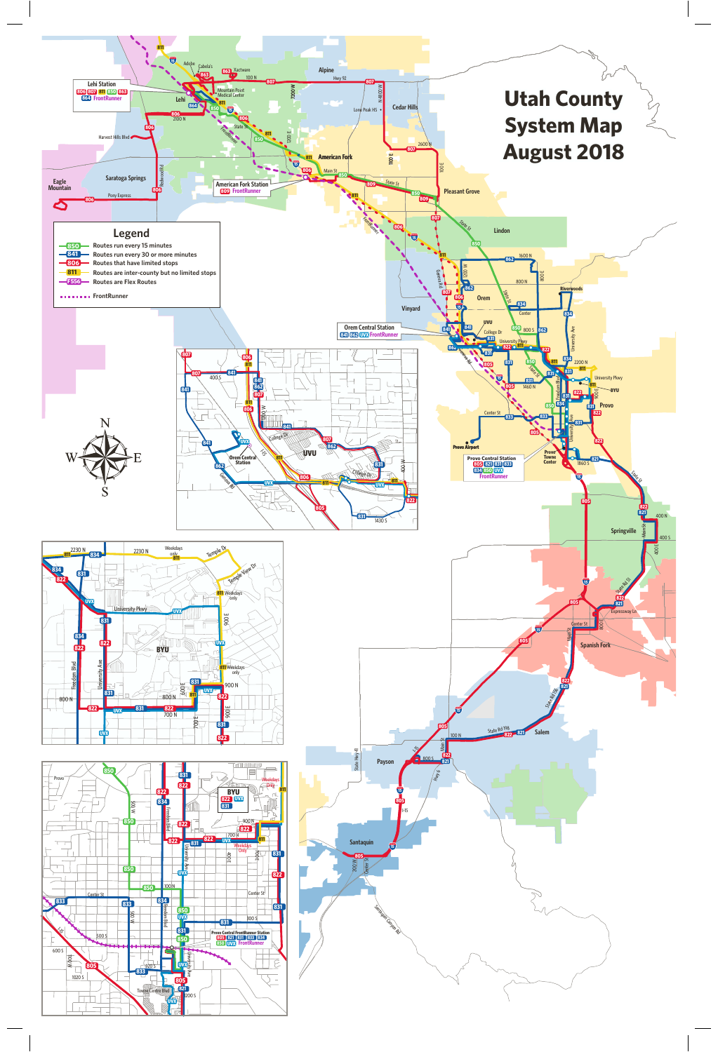# Utah County System Map August 2018

## Legend

- 850 — Routes run every 15 minutes
- 841 — Routes run every 30 or more minutes
- 806 — Routes that have limited stops
- 811 — Routes are inter-county but no limited stops
- F556 — Routes are Flex Routes
- FrontRunner

**Lehi Station:** 806 807 811 850 863 864 FrontRunner

**American Fork Station:** 809 FrontRunner

**Orem Central Station:** 841 862 UVX FrontRunner

**Provo Central Station:** 805 821 831 833 834 850 UVX FrontRunner

**Provo Central FrontRunner Station:** 805 821 831 833 834 850 UVX FrontRunner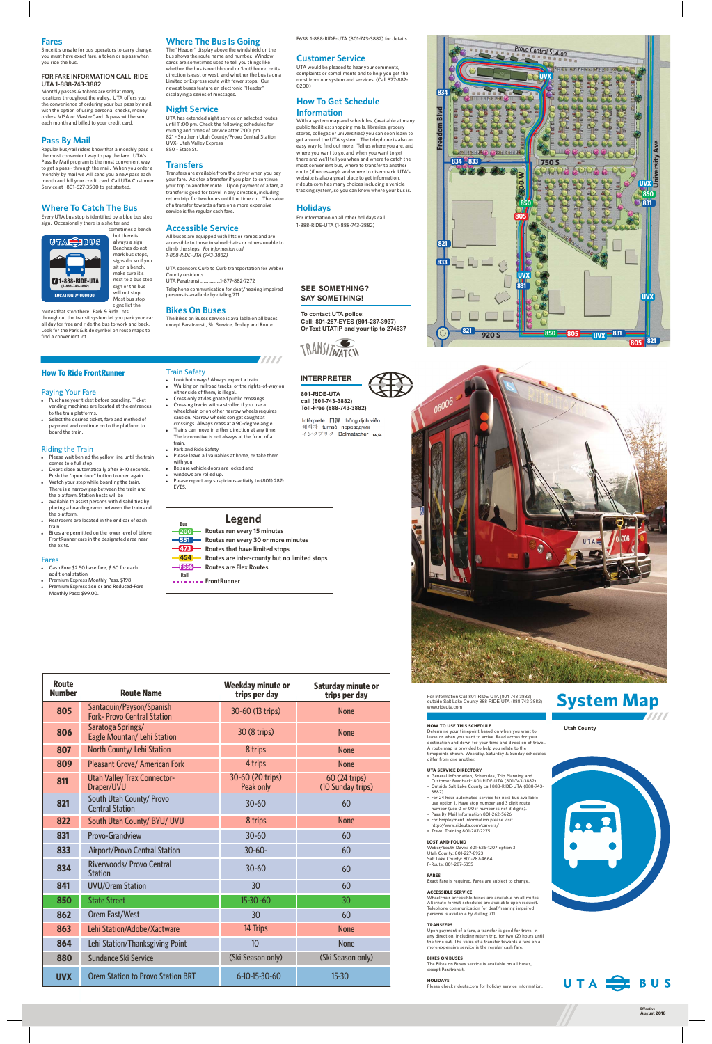## Fares

Since it's unsafe for bus operators to carry change, you must have exact fare, a token or a pass when you ride the bus.

**FOR FARE INFORMATION CALL RIDE UTA 1-888-743-3882**

Monthly passes & tokens are sold at many locations throughout the valley. UTA offers you the convenience of ordering your bus pass by mail, with the option of using personal checks, money orders, VISA or MasterCard. A pass will be sent each month and billed to your credit card.

## Pass By Mail

Regular bus/rail riders know that a monthly pass is the most convenient way to pay the fare. UTA's Pass By Mail program is the most convenient way to get a pass - through the mail. When you order a monthly by mail we will send you a new pass each month and bill your credit card. Call UTA Customer Service at 801-627-3500 to get started.

## Where To Catch The Bus

Every UTA bus stop is identified by a blue bus stop sign. Occasionally there is a shelter and sometimes a bench but there is always a sign. Benches do not mark bus stops, signs do, so if you sit on a bench, make sure it's next to a bus stop sign or the bus will not stop. Most bus stop signs list the routes that stop there. Park & Ride Lots throughout the transit system let you park your car all day for free and ride the bus to work and back. Look for the Park & Ride symbol on route maps to find a convenient lot.

UTA BUS
1-888-RIDE-UTA (1-888-743-3882)
LOCATION # 000000

## Where The Bus Is Going

The "Header" display above the windshield on the bus shows the route name and number. Window cards are sometimes used to tell you things like whether the bus is northbound or Southbound or its direction is east or west, and whether the bus is on a Limited or Express route with fewer stops. Our newest buses feature an electronic "Header" displaying a series of messages.

## Night Service

UTA has extended night service on selected routes until 11:00 pm. Check the following schedules for routing and times of service after 7:00 pm.
821 - Southern Utah County/Provo Central Station
UVX- Utah Valley Express
850 - State St.

## Transfers

Transfers are available from the driver when you pay your fare. Ask for a transfer if you plan to continue your trip to another route. Upon payment of a fare, a transfer is good for travel in any direction, including return trip, for two hours until the time cut. The value of a transfer towards a fare on a more expensive service is the regular cash fare.

## Accessible Service

All buses are equipped with lifts or ramps and are accessible to those in wheelchairs or others unable to climb the steps. *For information call 1-888-RIDE-UTA (743-3882)*

UTA sponsors Curb to Curb transportation for Weber County residents.
UTA Paratransit............1-877-822-7272

Telephone communication for deaf/hearing impaired persons is available by dialing 711.

## Bikes On Buses

The Bikes on Buses service is available on all buses except Paratransit, Ski Service, Trolley and Route F638. 1-888-RIDE-UTA (801-743-3882) for details.

## Customer Service

UTA would be pleased to hear your comments, complaints or compliments and to help you get the most from our system and services. (Call 877-882-0200)

## How To Get Schedule Information

With a system map and schedules, (available at many public facilities; shopping malls, libraries, grocery stores, colleges or universities) you can soon learn to get around the UTA system. The telephone is also an easy way to find out more. Tell us where you are, and where you want to go, and when you want to get there and we'll tell you when and where to catch the most convenient bus, where to transfer to another route (if necessary), and where to disembark. UTA's website is also a great place to get information, rideuta.com has many choices including a vehicle tracking system, so you can know where your bus is.

## Holidays

For information on all other holidays call 1-888-RIDE-UTA (1-888-743-3882)

**SEE SOMETHING? SAY SOMETHING!**

**To contact UTA police: Call: 801-287-EYES (801-287-3937) Or Text UTATIP and your tip to 274637**

TRANSITWATCH

**INTERPRETER**

**801-RIDE-UTA call (801-743-3882) Toll-Free (888-743-3882)**

Intérprete 口譯 thông dịch viên 해석자 tumač переводчик インタプリタ Dolmetscher

Provo Central Station, Freedom Blvd, 750 S, 300 W, University Ave, 920 S, 834, 833, 850, 805, 821, UVX, 831

## How To Ride FrontRunner

### Paying Your Fare

- Purchase your ticket before boarding. Ticket vending machines are located at the entrances to the train platforms.
- Select the desired ticket, fare and method of payment and continue on to the platform to board the train.

### Riding the Train

- Please wait behind the yellow line until the train comes to a full stop.
- Doors close automatically after 8-10 seconds. Push the "open door" button to open again.
- Watch your step while boarding the train. There is a narrow gap between the train and the platform. Station hosts will be
- available to assist persons with disabilities by placing a boarding ramp between the train and the platform.
- Restrooms are located in the end car of each train.
- Bikes are permitted on the lower level of bilevel FrontRunner cars in the designated area near the exits.

### Fares

- Cash Fare $2.50 base fare, $.60 for each additional station
- Premium Express Monthly Pass. $198
- Premium Express Senior and Reduced-Fore Monthly Pass: $99.00.

### Train Safety

- Look both ways! Always expect a train.
- Walking on railroad tracks, or the rights-of-way on either side of them, is illegal.
- Cross only at designated public crossings.
- Crossing tracks with a stroller, if you use a wheelchair, or on other narrow wheels requires caution. Narrow wheels can get caught at crossings. Always cross at a 90-degree angle.
- Trains can move in either direction at any time. The locomotive is not always at the front of a train.
- Park and Ride Safety
- Please leave all valuables at home, or take them with you.
- Be sure vehicle doors are locked and
- windows are rolled up.
- Please report any suspicious activity to (801) 287-EYES.

### Legend

Bus
200 — Routes run every 15 minutes
551 — Routes run every 30 or more minutes
473 — Routes that have limited stops
454 — Routes are inter-county but no limited stops
F556 — Routes are Flex Routes
Rail
FrontRunner

| Route Number | Route Name | Weekday minute or trips per day | Saturday minute or trips per day |
|---|---|---|---|
| 805 | Santaquin/Payson/Spanish Fork- Provo Central Station | 30-60 (13 trips) | None |
| 806 | Saratoga Springs/ Eagle Mountain/ Lehi Station | 30 (8 trips) | None |
| 807 | North County/ Lehi Station | 8 trips | None |
| 809 | Pleasant Grove/ American Fork | 4 trips | None |
| 811 | Utah Valley Trax Connector- Draper/UVU | 30-60 (20 trips) Peak only | 60 (24 trips) (10 Sunday trips) |
| 821 | South Utah County/ Provo Central Station | 30-60 | 60 |
| 822 | South Utah County/ BYU/ UVU | 8 trips | None |
| 831 | Provo-Grandview | 30-60 | 60 |
| 833 | Airport/Provo Central Station | 30-60- | 60 |
| 834 | Riverwoods/ Provo Central Station | 30-60 | 60 |
| 841 | UVU/Orem Station | 30 | 60 |
| 850 | State Street | 15-30 -60 | 30 |
| 862 | Orem East/West | 30 | 60 |
| 863 | Lehi Station/Adobe/Xactware | 14 Trips | None |
| 864 | Lehi Station/Thanksgiving Point | 10 | None |
| 880 | Sundance Ski Service | (Ski Season only) | (Ski Season only) |
| UVX | Orem Station to Provo Station BRT | 6-10-15-30-60 | 15-30 |

For Information Call 801-RIDE-UTA (801-743-3882) outside Salt Lake County 888-RIDE-UTA (888-743-3882) www.rideuta.com

# System Map

**Utah County**

**HOW TO USE THIS SCHEDULE**

Determine your timepoint based on when you want to leave or when you want to arrive. Read across for your destination and down for your time and direction of travel. A route map is provided to help you relate to the timepoints shown. Weekday, Saturday & Sunday schedules differ from one another.

**UTA SERVICE DIRECTORY**

- General Information, Schedules, Trip Planning and Customer Feedback: 801-RIDE-UTA (801-743-3882)
- Outside Salt Lake County call 888-RIDE-UTA (888-743-3882)
- For 24 hour automated service for next bus available use option 1. Have stop number and 3 digit route number (use 0 or 00 if number is not 3 digits).
- Pass By Mail Information 801-262-5626
- For Employment information please visit http://www.rideuta.com/careers/
- Travel Training 801-287-2275

**LOST AND FOUND**

Weber/South Davis: 801-626-1207 option 3
Utah County: 801-227-8923
Salt Lake County: 801-287-4664
F-Route: 801-287-5355

**FARES**

Exact Fare is required. Fares are subject to change.

**ACCESSIBLE SERVICE**

Wheelchair accessible buses are available on all routes. Alternate format schedules are available upon request. Telephone communication for deaf/hearing impaired persons is available by dialing 711.

**TRANSFERS**

Upon payment of a fare, a transfer is good for travel in any direction, including return trip, for two (2) hours until the time cut. The value of a transfer towards a fare on a more expensive service is the regular cash fare.

**BIKES ON BUSES**

The Bikes on Buses service is available on all buses, except Paratransit.

**HOLIDAYS**

Please check rideuta.com for holiday service information.

UTA BUS

Effective August 2018